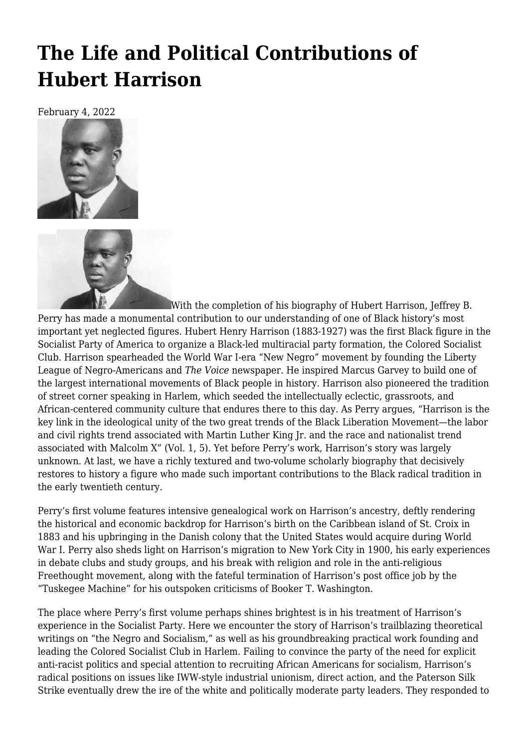# The Life and Political Contributions of Hubert Harrison

February 4, 2022

With the completion of his biography of Hubert Harrison, Jeffrey B. Perry has made a monumental contribution to our understanding of one of Black history's most important yet neglected figures. Hubert Henry Harrison (1883-1927) was the first Black figure in the Socialist Party of America to organize a Black-led multiracial party formation, the Colored Socialist Club. Harrison spearheaded the World War I-era "New Negro" movement by founding the Liberty League of Negro-Americans and *The Voice* newspaper. He inspired Marcus Garvey to build one of the largest international movements of Black people in history. Harrison also pioneered the tradition of street corner speaking in Harlem, which seeded the intellectually eclectic, grassroots, and African-centered community culture that endures there to this day. As Perry argues, "Harrison is the key link in the ideological unity of the two great trends of the Black Liberation Movement—the labor and civil rights trend associated with Martin Luther King Jr. and the race and nationalist trend associated with Malcolm X" (Vol. 1, 5). Yet before Perry's work, Harrison's story was largely unknown. At last, we have a richly textured and two-volume scholarly biography that decisively restores to history a figure who made such important contributions to the Black radical tradition in the early twentieth century.

Perry's first volume features intensive genealogical work on Harrison's ancestry, deftly rendering the historical and economic backdrop for Harrison's birth on the Caribbean island of St. Croix in 1883 and his upbringing in the Danish colony that the United States would acquire during World War I. Perry also sheds light on Harrison's migration to New York City in 1900, his early experiences in debate clubs and study groups, and his break with religion and role in the anti-religious Freethought movement, along with the fateful termination of Harrison's post office job by the "Tuskegee Machine" for his outspoken criticisms of Booker T. Washington.

The place where Perry's first volume perhaps shines brightest is in his treatment of Harrison's experience in the Socialist Party. Here we encounter the story of Harrison's trailblazing theoretical writings on "the Negro and Socialism," as well as his groundbreaking practical work founding and leading the Colored Socialist Club in Harlem. Failing to convince the party of the need for explicit anti-racist politics and special attention to recruiting African Americans for socialism, Harrison's radical positions on issues like IWW-style industrial unionism, direct action, and the Paterson Silk Strike eventually drew the ire of the white and politically moderate party leaders. They responded to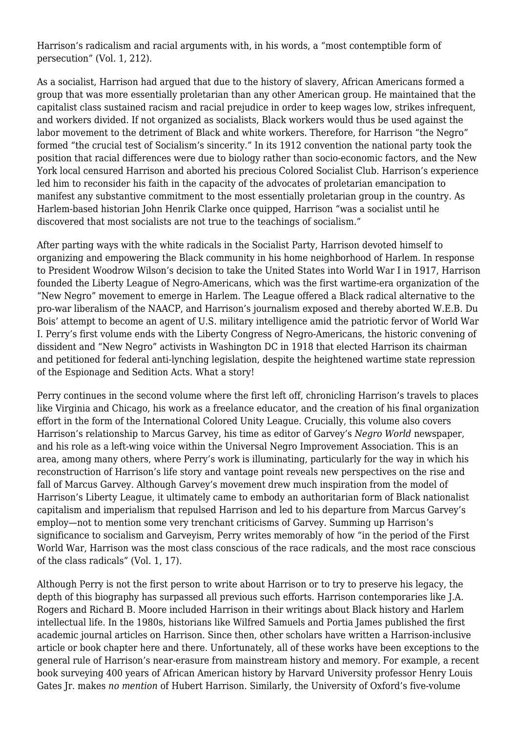Harrison's radicalism and racial arguments with, in his words, a "most contemptible form of persecution" (Vol. 1, 212).

As a socialist, Harrison had argued that due to the history of slavery, African Americans formed a group that was more essentially proletarian than any other American group. He maintained that the capitalist class sustained racism and racial prejudice in order to keep wages low, strikes infrequent, and workers divided. If not organized as socialists, Black workers would thus be used against the labor movement to the detriment of Black and white workers. Therefore, for Harrison "the Negro" formed "the crucial test of Socialism's sincerity." In its 1912 convention the national party took the position that racial differences were due to biology rather than socio-economic factors, and the New York local censured Harrison and aborted his precious Colored Socialist Club. Harrison's experience led him to reconsider his faith in the capacity of the advocates of proletarian emancipation to manifest any substantive commitment to the most essentially proletarian group in the country. As Harlem-based historian John Henrik Clarke once quipped, Harrison "was a socialist until he discovered that most socialists are not true to the teachings of socialism."

After parting ways with the white radicals in the Socialist Party, Harrison devoted himself to organizing and empowering the Black community in his home neighborhood of Harlem. In response to President Woodrow Wilson's decision to take the United States into World War I in 1917, Harrison founded the Liberty League of Negro-Americans, which was the first wartime-era organization of the "New Negro" movement to emerge in Harlem. The League offered a Black radical alternative to the pro-war liberalism of the NAACP, and Harrison's journalism exposed and thereby aborted W.E.B. Du Bois' attempt to become an agent of U.S. military intelligence amid the patriotic fervor of World War I. Perry's first volume ends with the Liberty Congress of Negro-Americans, the historic convening of dissident and "New Negro" activists in Washington DC in 1918 that elected Harrison its chairman and petitioned for federal anti-lynching legislation, despite the heightened wartime state repression of the Espionage and Sedition Acts. What a story!

Perry continues in the second volume where the first left off, chronicling Harrison's travels to places like Virginia and Chicago, his work as a freelance educator, and the creation of his final organization effort in the form of the International Colored Unity League. Crucially, this volume also covers Harrison's relationship to Marcus Garvey, his time as editor of Garvey's *Negro World* newspaper, and his role as a left-wing voice within the Universal Negro Improvement Association. This is an area, among many others, where Perry's work is illuminating, particularly for the way in which his reconstruction of Harrison's life story and vantage point reveals new perspectives on the rise and fall of Marcus Garvey. Although Garvey's movement drew much inspiration from the model of Harrison's Liberty League, it ultimately came to embody an authoritarian form of Black nationalist capitalism and imperialism that repulsed Harrison and led to his departure from Marcus Garvey's employ—not to mention some very trenchant criticisms of Garvey. Summing up Harrison's significance to socialism and Garveyism, Perry writes memorably of how "in the period of the First World War, Harrison was the most class conscious of the race radicals, and the most race conscious of the class radicals" (Vol. 1, 17).

Although Perry is not the first person to write about Harrison or to try to preserve his legacy, the depth of this biography has surpassed all previous such efforts. Harrison contemporaries like J.A. Rogers and Richard B. Moore included Harrison in their writings about Black history and Harlem intellectual life. In the 1980s, historians like Wilfred Samuels and Portia James published the first academic journal articles on Harrison. Since then, other scholars have written a Harrison-inclusive article or book chapter here and there. Unfortunately, all of these works have been exceptions to the general rule of Harrison's near-erasure from mainstream history and memory. For example, a recent book surveying 400 years of African American history by Harvard University professor Henry Louis Gates Jr. makes *no mention* of Hubert Harrison. Similarly, the University of Oxford's five-volume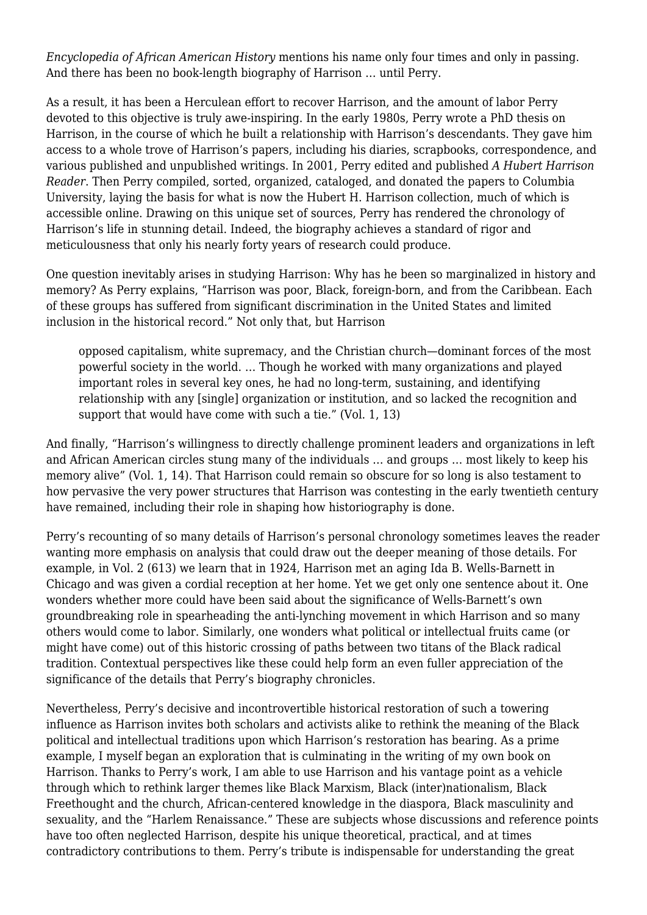*Encyclopedia of African American History* mentions his name only four times and only in passing. And there has been no book-length biography of Harrison … until Perry.

As a result, it has been a Herculean effort to recover Harrison, and the amount of labor Perry devoted to this objective is truly awe-inspiring. In the early 1980s, Perry wrote a PhD thesis on Harrison, in the course of which he built a relationship with Harrison's descendants. They gave him access to a whole trove of Harrison's papers, including his diaries, scrapbooks, correspondence, and various published and unpublished writings. In 2001, Perry edited and published *A Hubert Harrison Reader*. Then Perry compiled, sorted, organized, cataloged, and donated the papers to Columbia University, laying the basis for what is now the Hubert H. Harrison collection, much of which is accessible online. Drawing on this unique set of sources, Perry has rendered the chronology of Harrison's life in stunning detail. Indeed, the biography achieves a standard of rigor and meticulousness that only his nearly forty years of research could produce.

One question inevitably arises in studying Harrison: Why has he been so marginalized in history and memory? As Perry explains, "Harrison was poor, Black, foreign-born, and from the Caribbean. Each of these groups has suffered from significant discrimination in the United States and limited inclusion in the historical record." Not only that, but Harrison

> opposed capitalism, white supremacy, and the Christian church—dominant forces of the most powerful society in the world. … Though he worked with many organizations and played important roles in several key ones, he had no long-term, sustaining, and identifying relationship with any [single] organization or institution, and so lacked the recognition and support that would have come with such a tie." (Vol. 1, 13)

And finally, "Harrison's willingness to directly challenge prominent leaders and organizations in left and African American circles stung many of the individuals … and groups … most likely to keep his memory alive" (Vol. 1, 14). That Harrison could remain so obscure for so long is also testament to how pervasive the very power structures that Harrison was contesting in the early twentieth century have remained, including their role in shaping how historiography is done.

Perry's recounting of so many details of Harrison's personal chronology sometimes leaves the reader wanting more emphasis on analysis that could draw out the deeper meaning of those details. For example, in Vol. 2 (613) we learn that in 1924, Harrison met an aging Ida B. Wells-Barnett in Chicago and was given a cordial reception at her home. Yet we get only one sentence about it. One wonders whether more could have been said about the significance of Wells-Barnett's own groundbreaking role in spearheading the anti-lynching movement in which Harrison and so many others would come to labor. Similarly, one wonders what political or intellectual fruits came (or might have come) out of this historic crossing of paths between two titans of the Black radical tradition. Contextual perspectives like these could help form an even fuller appreciation of the significance of the details that Perry's biography chronicles.

Nevertheless, Perry's decisive and incontrovertible historical restoration of such a towering influence as Harrison invites both scholars and activists alike to rethink the meaning of the Black political and intellectual traditions upon which Harrison's restoration has bearing. As a prime example, I myself began an exploration that is culminating in the writing of my own book on Harrison. Thanks to Perry's work, I am able to use Harrison and his vantage point as a vehicle through which to rethink larger themes like Black Marxism, Black (inter)nationalism, Black Freethought and the church, African-centered knowledge in the diaspora, Black masculinity and sexuality, and the "Harlem Renaissance." These are subjects whose discussions and reference points have too often neglected Harrison, despite his unique theoretical, practical, and at times contradictory contributions to them. Perry's tribute is indispensable for understanding the great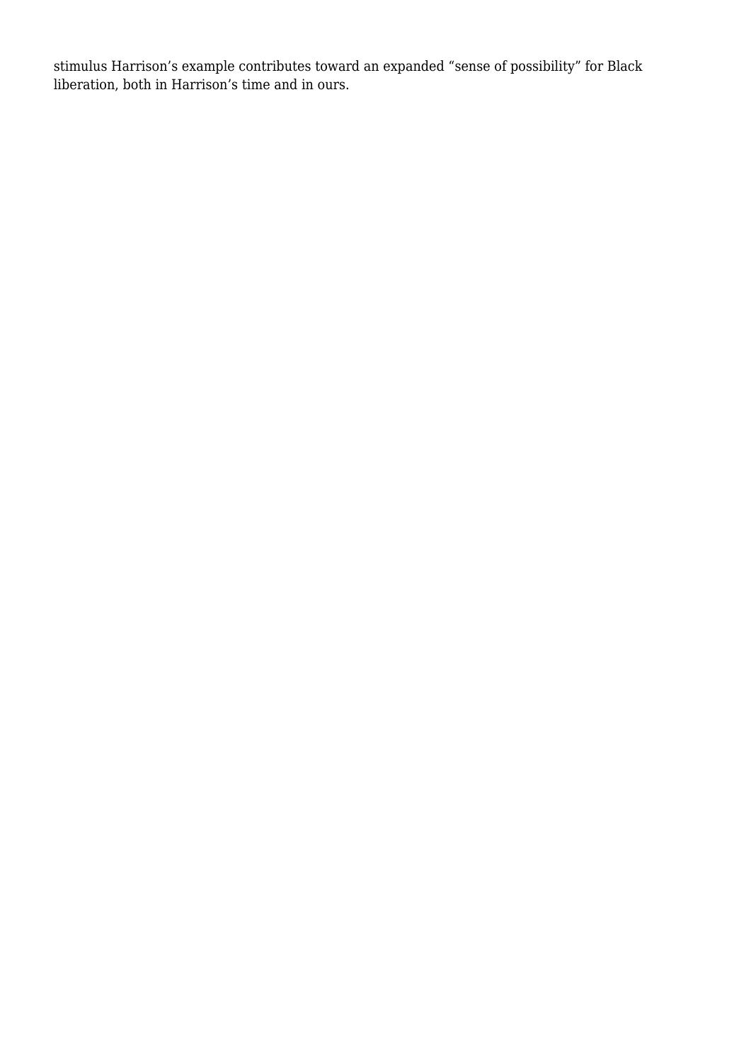stimulus Harrison's example contributes toward an expanded "sense of possibility" for Black liberation, both in Harrison's time and in ours.